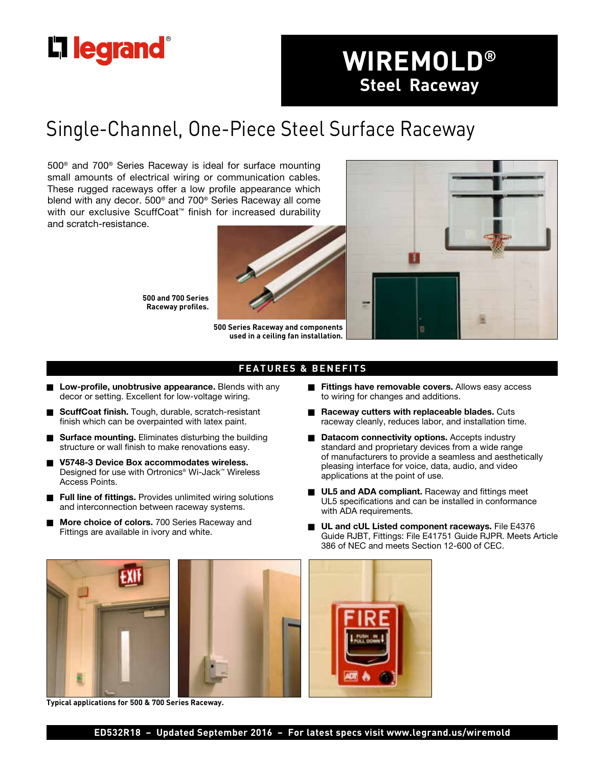legrand®

# WIREMOLD®
## Steel Raceway

# Single-Channel, One-Piece Steel Surface Raceway

500® and 700® Series Raceway is ideal for surface mounting small amounts of electrical wiring or communication cables. These rugged raceways offer a low profile appearance which blend with any decor. 500® and 700® Series Raceway all come with our exclusive ScuffCoat™ finish for increased durability and scratch-resistance.

**500 and 700 Series Raceway profiles.**

**500 Series Raceway and components used in a ceiling fan installation.**

## FEATURES & BENEFITS

- **Low-profile, unobtrusive appearance.** Blends with any decor or setting. Excellent for low-voltage wiring.
- **ScuffCoat finish.** Tough, durable, scratch-resistant finish which can be overpainted with latex paint.
- **Surface mounting.** Eliminates disturbing the building structure or wall finish to make renovations easy.
- **V5748-3 Device Box accommodates wireless.** Designed for use with Ortronics® Wi-Jack™ Wireless Access Points.
- **Full line of fittings.** Provides unlimited wiring solutions and interconnection between raceway systems.
- **More choice of colors.** 700 Series Raceway and Fittings are available in ivory and white.
- **Fittings have removable covers.** Allows easy access to wiring for changes and additions.
- **Raceway cutters with replaceable blades.** Cuts raceway cleanly, reduces labor, and installation time.
- **Datacom connectivity options.** Accepts industry standard and proprietary devices from a wide range of manufacturers to provide a seamless and aesthetically pleasing interface for voice, data, audio, and video applications at the point of use.
- **UL5 and ADA compliant.** Raceway and fittings meet UL5 specifications and can be installed in conformance with ADA requirements.
- **UL and cUL Listed component raceways.** File E4376 Guide RJBT, Fittings: File E41751 Guide RJPR. Meets Article 386 of NEC and meets Section 12-600 of CEC.

**Typical applications for 500 & 700 Series Raceway.**

**ED532R18 – Updated September 2016 – For latest specs visit www.legrand.us/wiremold**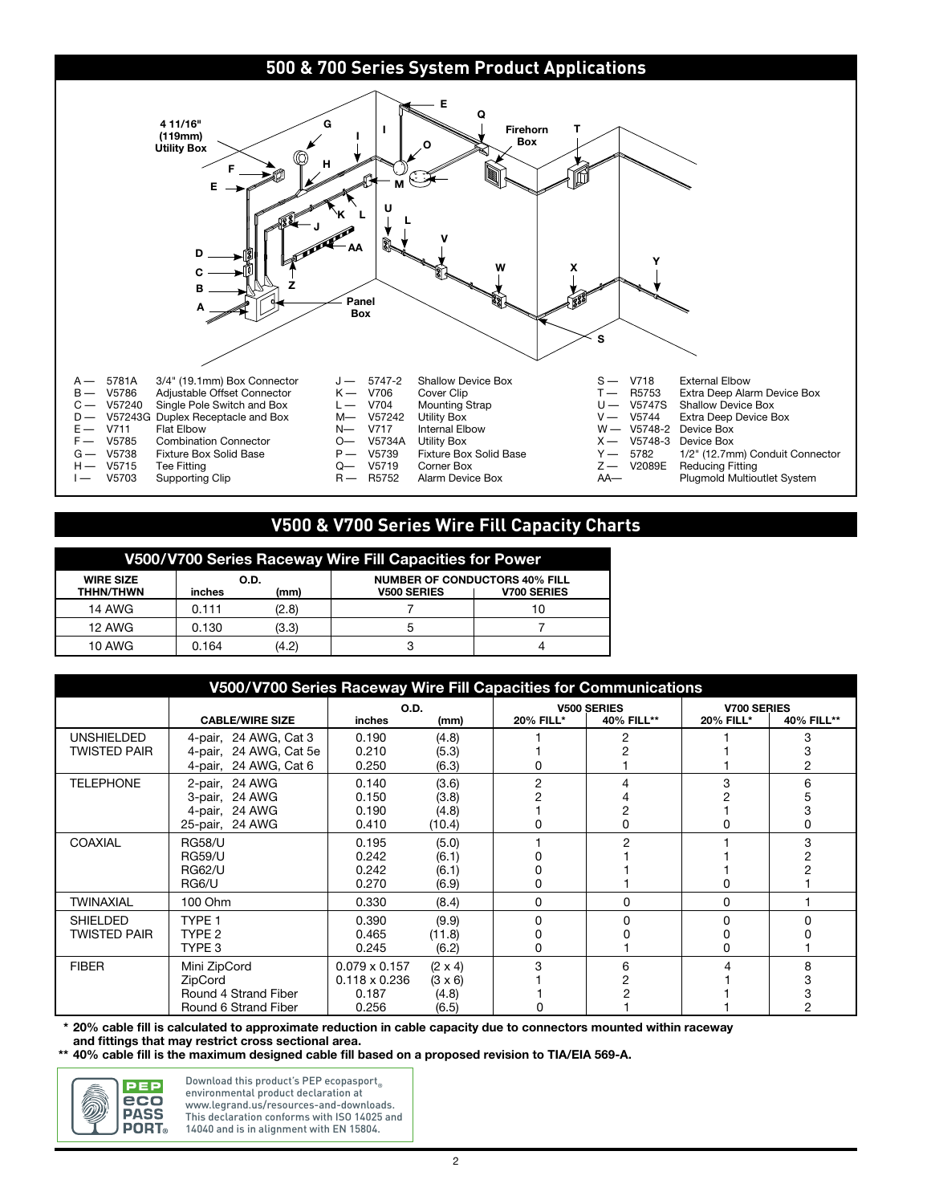## 500 & 700 Series System Product Applications

| | | | | | | | | |
|---|---|---|---|---|---|---|---|---|
| A — | 5781A | 3/4" (19.1mm) Box Connector | J — | 5747-2 | Shallow Device Box | S — | V718 | External Elbow |
| B — | V5786 | Adjustable Offset Connector | K — | V706 | Cover Clip | T — | R5753 | Extra Deep Alarm Device Box |
| C — | V57240 | Single Pole Switch and Box | L — | V704 | Mounting Strap | U — | V5747S | Shallow Device Box |
| D — | V57243G | Duplex Receptacle and Box | M— | V57242 | Utility Box | V — | V5744 | Extra Deep Device Box |
| E — | V711 | Flat Elbow | N— | V717 | Internal Elbow | W — | V5748-2 | Device Box |
| F — | V5785 | Combination Connector | O— | V5734A | Utility Box | X — | V5748-3 | Device Box |
| G — | V5738 | Fixture Box Solid Base | P — | V5739 | Fixture Box Solid Base | Y — | 5782 | 1/2" (12.7mm) Conduit Connector |
| H — | V5715 | Tee Fitting | Q— | V5719 | Corner Box | Z — | V2089E | Reducing Fitting |
| I — | V5703 | Supporting Clip | R — | R5752 | Alarm Device Box | AA— | | Plugmold Multioutlet System |

## V500 & V700 Series Wire Fill Capacity Charts

### V500/V700 Series Raceway Wire Fill Capacities for Power

| WIRE SIZE THHN/THWN | O.D. inches | O.D. (mm) | NUMBER OF CONDUCTORS 40% FILL V500 SERIES | NUMBER OF CONDUCTORS 40% FILL V700 SERIES |
|---|---|---|---|---|
| 14 AWG | 0.111 | (2.8) | 7 | 10 |
| 12 AWG | 0.130 | (3.3) | 5 | 7 |
| 10 AWG | 0.164 | (4.2) | 3 | 4 |

### V500/V700 Series Raceway Wire Fill Capacities for Communications

| | CABLE/WIRE SIZE | O.D. inches | O.D. (mm) | V500 SERIES 20% FILL* | V500 SERIES 40% FILL** | V700 SERIES 20% FILL* | V700 SERIES 40% FILL** |
|---|---|---|---|---|---|---|---|
| UNSHIELDED TWISTED PAIR | 4-pair, 24 AWG, Cat 3 | 0.190 | (4.8) | 1 | 2 | 1 | 3 |
| | 4-pair, 24 AWG, Cat 5e | 0.210 | (5.3) | 1 | 2 | 1 | 3 |
| | 4-pair, 24 AWG, Cat 6 | 0.250 | (6.3) | 0 | 1 | 1 | 2 |
| TELEPHONE | 2-pair, 24 AWG | 0.140 | (3.6) | 2 | 4 | 3 | 6 |
| | 3-pair, 24 AWG | 0.150 | (3.8) | 2 | 4 | 2 | 5 |
| | 4-pair, 24 AWG | 0.190 | (4.8) | 1 | 2 | 1 | 3 |
| | 25-pair, 24 AWG | 0.410 | (10.4) | 0 | 0 | 0 | 0 |
| COAXIAL | RG58/U | 0.195 | (5.0) | 1 | 2 | 1 | 3 |
| | RG59/U | 0.242 | (6.1) | 0 | 1 | 1 | 2 |
| | RG62/U | 0.242 | (6.1) | 0 | 1 | 1 | 2 |
| | RG6/U | 0.270 | (6.9) | 0 | 1 | 0 | 1 |
| TWINAXIAL | 100 Ohm | 0.330 | (8.4) | 0 | 0 | 0 | 1 |
| SHIELDED TWISTED PAIR | TYPE 1 | 0.390 | (9.9) | 0 | 0 | 0 | 0 |
| | TYPE 2 | 0.465 | (11.8) | 0 | 0 | 0 | 0 |
| | TYPE 3 | 0.245 | (6.2) | 0 | 1 | 0 | 1 |
| FIBER | Mini ZipCord | 0.079 x 0.157 | (2 x 4) | 3 | 6 | 4 | 8 |
| | ZipCord | 0.118 x 0.236 | (3 x 6) | 1 | 2 | 1 | 3 |
| | Round 4 Strand Fiber | 0.187 | (4.8) | 1 | 2 | 1 | 3 |
| | Round 6 Strand Fiber | 0.256 | (6.5) | 0 | 1 | 1 | 2 |

**\* 20% cable fill is calculated to approximate reduction in cable capacity due to connectors mounted within raceway and fittings that may restrict cross sectional area.**

**\*\* 40% cable fill is the maximum designed cable fill based on a proposed revision to TIA/EIA 569-A.**

PEP eco PASS PORT®

Download this product's PEP ecopassport® environmental product declaration at www.legrand.us/resources-and-downloads. This declaration conforms with ISO 14025 and 14040 and is in alignment with EN 15804.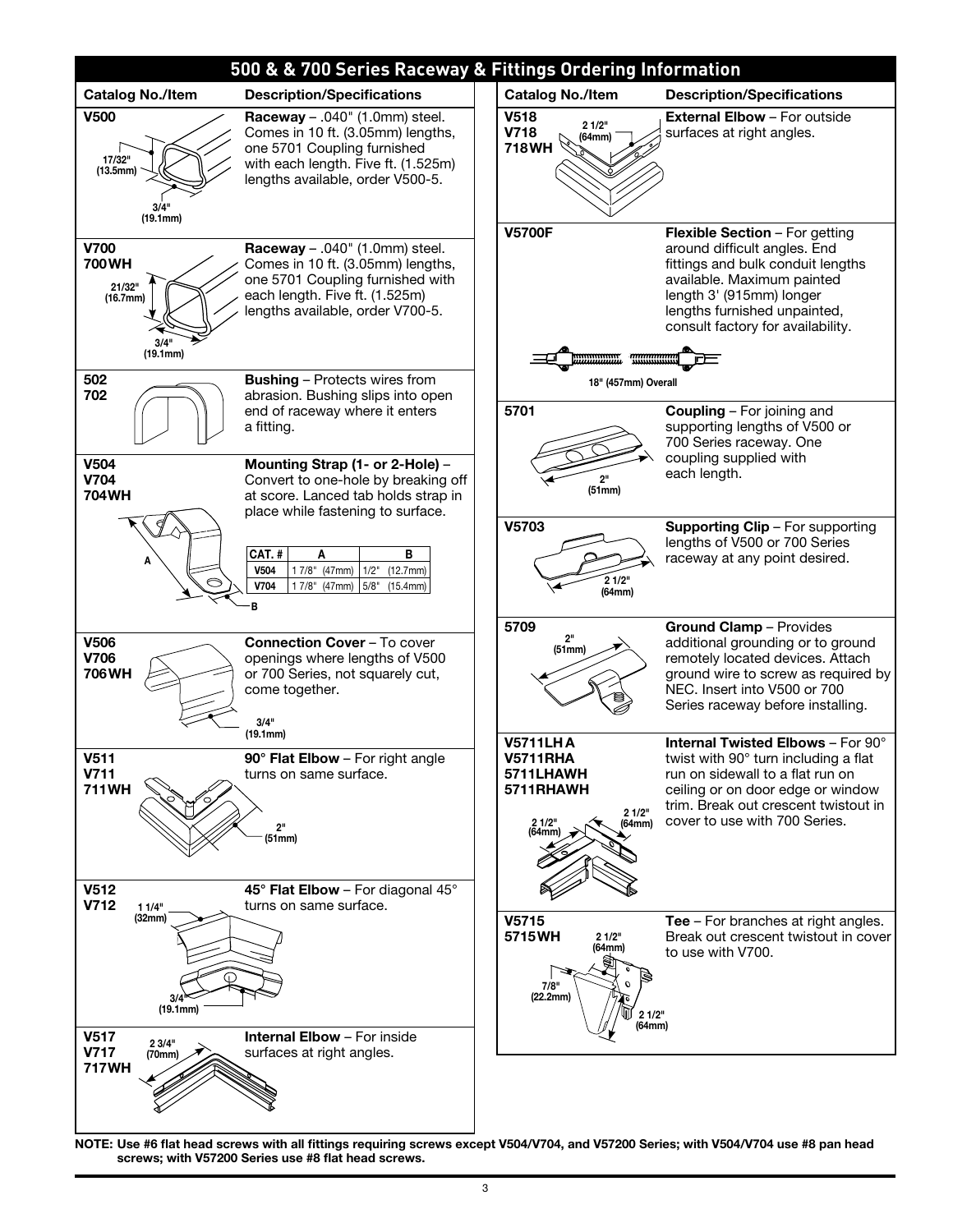## 500 & 700 Series Raceway & Fittings Ordering Information

| Catalog No./Item | Description/Specifications |
|---|---|
| **V500** (17/32" (13.5mm); 3/4" (19.1mm)) | **Raceway** – .040" (1.0mm) steel. Comes in 10 ft. (3.05mm) lengths, one 5701 Coupling furnished with each length. Five ft. (1.525m) lengths available, order V500-5. |
| **V700**<br>**700WH** (21/32" (16.7mm); 3/4" (19.1mm)) | **Raceway** – .040" (1.0mm) steel. Comes in 10 ft. (3.05mm) lengths, one 5701 Coupling furnished with each length. Five ft. (1.525m) lengths available, order V700-5. |
| **502**<br>**702** | **Bushing** – Protects wires from abrasion. Bushing slips into open end of raceway where it enters a fitting. |
| **V504**<br>**V704**<br>**704WH** | **Mounting Strap (1- or 2-Hole)** – Convert to one-hole by breaking off at score. Lanced tab holds strap in place while fastening to surface. |
| **V506**<br>**V706**<br>**706WH** (3/4" (19.1mm)) | **Connection Cover** – To cover openings where lengths of V500 or 700 Series, not squarely cut, come together. |
| **V511**<br>**V711**<br>**711WH** (2" (51mm)) | **90° Flat Elbow** – For right angle turns on same surface. |
| **V512**<br>**V712** (1 1/4" (32mm); 3/4" (19.1mm)) | **45° Flat Elbow** – For diagonal 45° turns on same surface. |
| **V517**<br>**V717**<br>**717WH** (2 3/4" (70mm)) | **Internal Elbow** – For inside surfaces at right angles. |
| **V518**<br>**V718**<br>**718WH** (2 1/2" (64mm)) | **External Elbow** – For outside surfaces at right angles. |
| **V5700F** (18" (457mm) Overall) | **Flexible Section** – For getting around difficult angles. End fittings and bulk conduit lengths available. Maximum painted length 3' (915mm) longer lengths furnished unpainted, consult factory for availability. |
| **5701** (2" (51mm)) | **Coupling** – For joining and supporting lengths of V500 or 700 Series raceway. One coupling supplied with each length. |
| **V5703** (2 1/2" (64mm)) | **Supporting Clip** – For supporting lengths of V500 or 700 Series raceway at any point desired. |
| **5709** (2" (51mm)) | **Ground Clamp** – Provides additional grounding or to ground remotely located devices. Attach ground wire to screw as required by NEC. Insert into V500 or 700 Series raceway before installing. |
| **V5711LHA**<br>**V5711RHA**<br>**5711LHAWH**<br>**5711RHAWH** (2 1/2" (64mm); 2 1/2" (64mm)) | **Internal Twisted Elbows** – For 90° twist with 90° turn including a flat run on sidewall to a flat run on ceiling or on door edge or window trim. Break out crescent twistout in cover to use with 700 Series. |
| **V5715**<br>**5715WH** (2 1/2" (64mm); 7/8" (22.2mm); 2 1/2" (64mm)) | **Tee** – For branches at right angles. Break out crescent twistout in cover to use with V700. |

| CAT. # | A | B |
|---|---|---|
| V504 | 1 7/8" (47mm) | 1/2" (12.7mm) |
| V704 | 1 7/8" (47mm) | 5/8" (15.4mm) |

**NOTE: Use #6 flat head screws with all fittings requiring screws except V504/V704, and V57200 Series; with V504/V704 use #8 pan head screws; with V57200 Series use #8 flat head screws.**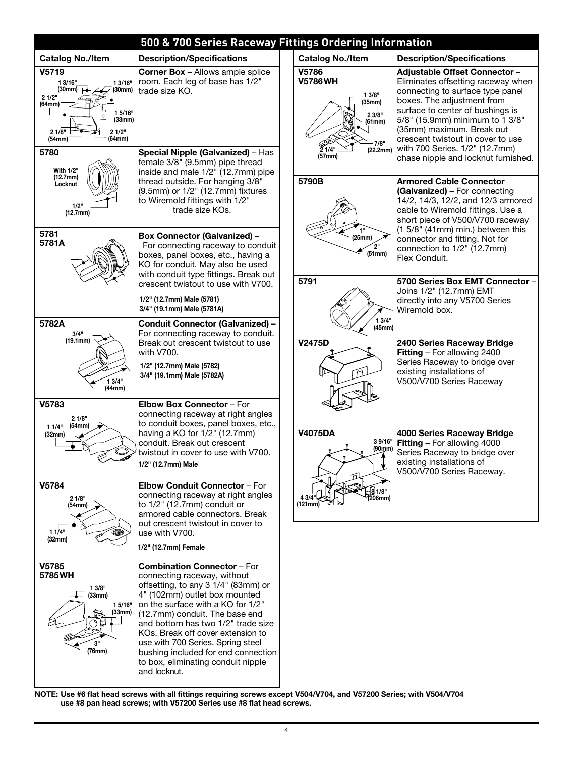## 500 & 700 Series Raceway Fittings Ordering Information

| Catalog No./Item | Description/Specifications |
|---|---|
| V5719 | **Corner Box** – Allows ample splice room. Each leg of base has 1/2" trade size KO. |
| 5780 | **Special Nipple (Galvanized)** – Has female 3/8" (9.5mm) pipe thread inside and male 1/2" (12.7mm) pipe thread outside. For hanging 3/8" (9.5mm) or 1/2" (12.7mm) fixtures to Wiremold fittings with 1/2" trade size KOs. |
| 5781<br>5781A | **Box Connector (Galvanized)** – For connecting raceway to conduit boxes, panel boxes, etc., having a KO for conduit. May also be used with conduit type fittings. Break out crescent twistout to use with V700.<br>1/2" (12.7mm) Male (5781)<br>3/4" (19.1mm) Male (5781A) |
| 5782A | **Conduit Connector (Galvanized)** – For connecting raceway to conduit. Break out crescent twistout to use with V700.<br>1/2" (12.7mm) Male (5782)<br>3/4" (19.1mm) Male (5782A) |
| V5783 | **Elbow Box Connector** – For connecting raceway at right angles to conduit boxes, panel boxes, etc., having a KO for 1/2" (12.7mm) conduit. Break out crescent twistout in cover to use with V700.<br>1/2" (12.7mm) Male |
| V5784 | **Elbow Conduit Connector** – For connecting raceway at right angles to 1/2" (12.7mm) conduit or armored cable connectors. Break out crescent twistout in cover to use with V700.<br>1/2" (12.7mm) Female |
| V5785<br>5785WH | **Combination Connector** – For connecting raceway, without offsetting, to any 3 1/4" (83mm) or 4" (102mm) outlet box mounted on the surface with a KO for 1/2" (12.7mm) conduit. The base end and bottom has two 1/2" trade size KOs. Break off cover extension to use with 700 Series. Spring steel bushing included for end connection to box, eliminating conduit nipple and locknut. |
| V5786<br>V5786WH | **Adjustable Offset Connector** – Eliminates offsetting raceway when connecting to surface type panel boxes. The adjustment from surface to center of bushings is 5/8" (15.9mm) minimum to 1 3/8" (35mm) maximum. Break out crescent twistout in cover to use with 700 Series. 1/2" (12.7mm) chase nipple and locknut furnished. |
| 5790B | **Armored Cable Connector (Galvanized)** – For connecting 14/2, 14/3, 12/2, and 12/3 armored cable to Wiremold fittings. Use a short piece of V500/V700 raceway (1 5/8" (41mm) min.) between this connector and fitting. Not for connection to 1/2" (12.7mm) Flex Conduit. |
| 5791 | **5700 Series Box EMT Connector** – Joins 1/2" (12.7mm) EMT directly into any V5700 Series Wiremold box. |
| V2475D | **2400 Series Raceway Bridge Fitting** – For allowing 2400 Series Raceway to bridge over existing installations of V500/V700 Series Raceway |
| V4075DA | **4000 Series Raceway Bridge Fitting** – For allowing 4000 Series Raceway to bridge over existing installations of V500/V700 Series Raceway. |

**NOTE: Use #6 flat head screws with all fittings requiring screws except V504/V704, and V57200 Series; with V504/V704 use #8 pan head screws; with V57200 Series use #8 flat head screws.**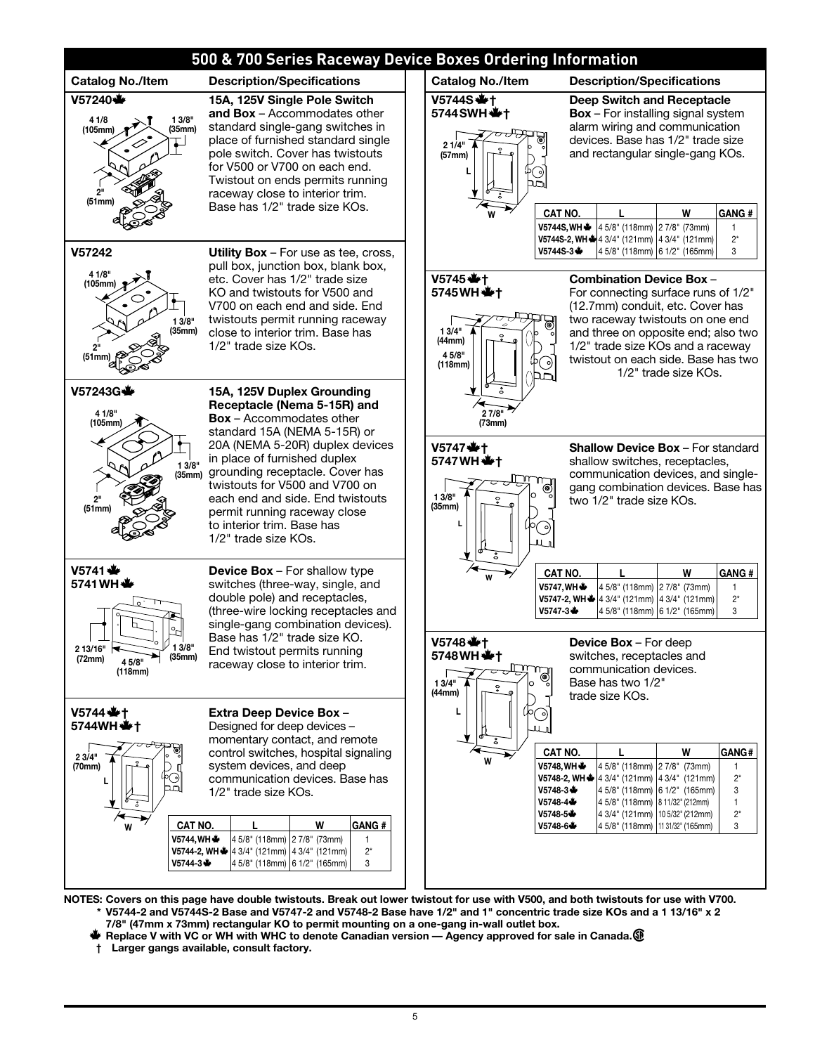# 500 & 700 Series Raceway Device Boxes Ordering Information

| Catalog No./Item | Description/Specifications |
|---|---|
| **V57240**🍁 | **15A, 125V Single Pole Switch and Box** – Accommodates other standard single-gang switches in place of furnished standard single pole switch. Cover has twistouts for V500 or V700 on each end. Twistout on ends permits running raceway close to interior trim. Base has 1/2" trade size KOs. |
| **V57242** | **Utility Box** – For use as tee, cross, pull box, junction box, blank box, etc. Cover has 1/2" trade size KO and twistouts for V500 and V700 on each end and side. End twistouts permit running raceway close to interior trim. Base has 1/2" trade size KOs. |
| **V57243G**🍁 | **15A, 125V Duplex Grounding Receptacle (Nema 5-15R) and Box** – Accommodates other standard 15A (NEMA 5-15R) or 20A (NEMA 5-20R) duplex devices in place of furnished duplex grounding receptacle. Cover has twistouts for V500 and V700 on each end and side. End twistouts permit running raceway close to interior trim. Base has 1/2" trade size KOs. |
| **V5741**🍁 **5741WH**🍁 | **Device Box** – For shallow type switches (three-way, single, and double pole) and receptacles, (three-wire locking receptacles and single-gang combination devices). Base has 1/2" trade size KO. End twistout permits running raceway close to interior trim. |
| **V5744**🍁† **5744WH**🍁† | **Extra Deep Device Box** – Designed for deep devices – momentary contact, and remote control switches, hospital signaling system devices, and deep communication devices. Base has 1/2" trade size KOs. |

Dimensions: V57240 – 4 1/8 (105mm), 1 3/8" (35mm), 2" (51mm); V57242 – 4 1/8" (105mm), 1 3/8" (35mm), 2" (51mm); V57243G – 4 1/8" (105mm), 1 3/8" (35mm), 2" (51mm); V5741 – 2 13/16" (72mm), 4 5/8" (118mm), 1 3/8" (35mm); V5744 – 2 3/4" (70mm).

| CAT NO. | L | W | GANG # |
|---|---|---|---|
| V5744, WH🍁 | 4 5/8" (118mm) | 2 7/8" (73mm) | 1 |
| V5744-2, WH🍁 | 4 3/4" (121mm) | 4 3/4" (121mm) | 2* |
| V5744-3🍁 | 4 5/8" (118mm) | 6 1/2" (165mm) | 3 |

| Catalog No./Item | Description/Specifications |
|---|---|
| **V5744S**🍁† **5744SWH**🍁† | **Deep Switch and Receptacle Box** – For installing signal system alarm wiring and communication devices. Base has 1/2" trade size and rectangular single-gang KOs. |

Dimension: 2 1/4" (57mm).

| CAT NO. | L | W | GANG # |
|---|---|---|---|
| V5744S, WH🍁 | 4 5/8" (118mm) | 2 7/8" (73mm) | 1 |
| V5744S-2, WH🍁 | 4 3/4" (121mm) | 4 3/4" (121mm) | 2* |
| V5744S-3🍁 | 4 5/8" (118mm) | 6 1/2" (165mm) | 3 |

| Catalog No./Item | Description/Specifications |
|---|---|
| **V5745**🍁† **5745WH**🍁† | **Combination Device Box** – For connecting surface runs of 1/2" (12.7mm) conduit, etc. Cover has two raceway twistouts on one end and three on opposite end; also two 1/2" trade size KOs and a raceway twistout on each side. Base has two 1/2" trade size KOs. |
| **V5747**🍁† **5747WH**🍁† | **Shallow Device Box** – For standard shallow switches, receptacles, communication devices, and single-gang combination devices. Base has two 1/2" trade size KOs. |

Dimensions: V5745 – 1 3/4" (44mm), 4 5/8" (118mm), 2 7/8" (73mm); V5747 – 1 3/8" (35mm).

| CAT NO. | L | W | GANG # |
|---|---|---|---|
| V5747, WH🍁 | 4 5/8" (118mm) | 2 7/8" (73mm) | 1 |
| V5747-2, WH🍁 | 4 3/4" (121mm) | 4 3/4" (121mm) | 2* |
| V5747-3🍁 | 4 5/8" (118mm) | 6 1/2" (165mm) | 3 |

| Catalog No./Item | Description/Specifications |
|---|---|
| **V5748**🍁† **5748WH**🍁† | **Device Box** – For deep switches, receptacles and communication devices. Base has two 1/2" trade size KOs. |

Dimension: 1 3/4" (44mm).

| CAT NO. | L | W | GANG # |
|---|---|---|---|
| V5748, WH🍁 | 4 5/8" (118mm) | 2 7/8" (73mm) | 1 |
| V5748-2, WH🍁 | 4 3/4" (121mm) | 4 3/4" (121mm) | 2* |
| V5748-3🍁 | 4 5/8" (118mm) | 6 1/2" (165mm) | 3 |
| V5748-4🍁 | 4 5/8" (118mm) | 8 11/32" (212mm) | 1 |
| V5748-5🍁 | 4 3/4" (121mm) | 10 5/32" (212mm) | 2* |
| V5748-6🍁 | 4 5/8" (118mm) | 11 31/32" (165mm) | 3 |

**NOTES: Covers on this page have double twistouts. Break out lower twistout for use with V500, and both twistouts for use with V700.**

\* **V5744-2 and V5744S-2 Base and V5747-2 and V5748-2 Base have 1/2" and 1" concentric trade size KOs and a 1 13/16" x 2 7/8" (47mm x 73mm) rectangular KO to permit mounting on a one-gang in-wall outlet box.**

🍁 **Replace V with VC or WH with WHC to denote Canadian version — Agency approved for sale in Canada.**

† **Larger gangs available, consult factory.**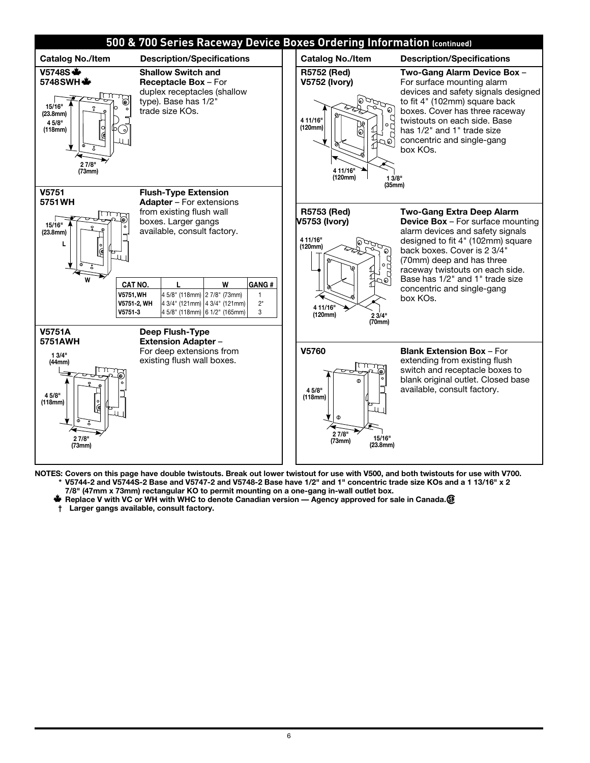## 500 & 700 Series Raceway Device Boxes Ordering Information (continued)

| Catalog No./Item | Description/Specifications |
|---|---|
| **V5748S** 🍁 **5748SWH** 🍁 | **Shallow Switch and Receptacle Box** – For duplex receptacles (shallow type). Base has 1/2" trade size KOs. |
| **V5751 5751WH** | **Flush-Type Extension Adapter** – For extensions from existing flush wall boxes. Larger gangs available, consult factory. |
| **V5751A 5751AWH** | **Deep Flush-Type Extension Adapter** – For deep extensions from existing flush wall boxes. |
| **R5752 (Red) V5752 (Ivory)** | **Two-Gang Alarm Device Box** – For surface mounting alarm devices and safety signals designed to fit 4" (102mm) square back boxes. Cover has three raceway twistouts on each side. Base has 1/2" and 1" trade size concentric and single-gang box KOs. |
| **R5753 (Red) V5753 (Ivory)** | **Two-Gang Extra Deep Alarm Device Box** – For surface mounting alarm devices and safety signals designed to fit 4" (102mm) square back boxes. Cover is 2 3/4" (70mm) deep and has three raceway twistouts on each side. Base has 1/2" and 1" trade size concentric and single-gang box KOs. |
| **V5760** | **Blank Extension Box** – For extending from existing flush switch and receptacle boxes to blank original outlet. Closed base available, consult factory. |

V5748S dimensions: 15/16" (23.8mm); 4 5/8" (118mm); 2 7/8" (73mm)

V5751A dimensions: 1 3/4" (44mm); 4 5/8" (118mm); 2 7/8" (73mm)

R5752/V5752 dimensions: 4 11/16" (120mm); 4 11/16" (120mm); 1 3/8" (35mm)

R5753/V5753 dimensions: 4 11/16" (120mm); 4 11/16" (120mm); 2 3/4" (70mm)

V5760 dimensions: 4 5/8" (118mm); 2 7/8" (73mm); 15/16" (23.8mm)

V5751 dimensions: 15/16" (23.8mm); L; W

| CAT NO. | L | W | GANG # |
|---|---|---|---|
| V5751, WH | 4 5/8" (118mm) | 2 7/8" (73mm) | 1 |
| V5751-2, WH | 4 3/4" (121mm) | 4 3/4" (121mm) | 2* |
| V5751-3 | 4 5/8" (118mm) | 6 1/2" (165mm) | 3 |

**NOTES: Covers on this page have double twistouts. Break out lower twistout for use with V500, and both twistouts for use with V700.**

**\* V5744-2 and V5744S-2 Base and V5747-2 and V5748-2 Base have 1/2" and 1" concentric trade size KOs and a 1 13/16" x 2 7/8" (47mm x 73mm) rectangular KO to permit mounting on a one-gang in-wall outlet box.**

**🍁 Replace V with VC or WH with WHC to denote Canadian version — Agency approved for sale in Canada.**

**† Larger gangs available, consult factory.**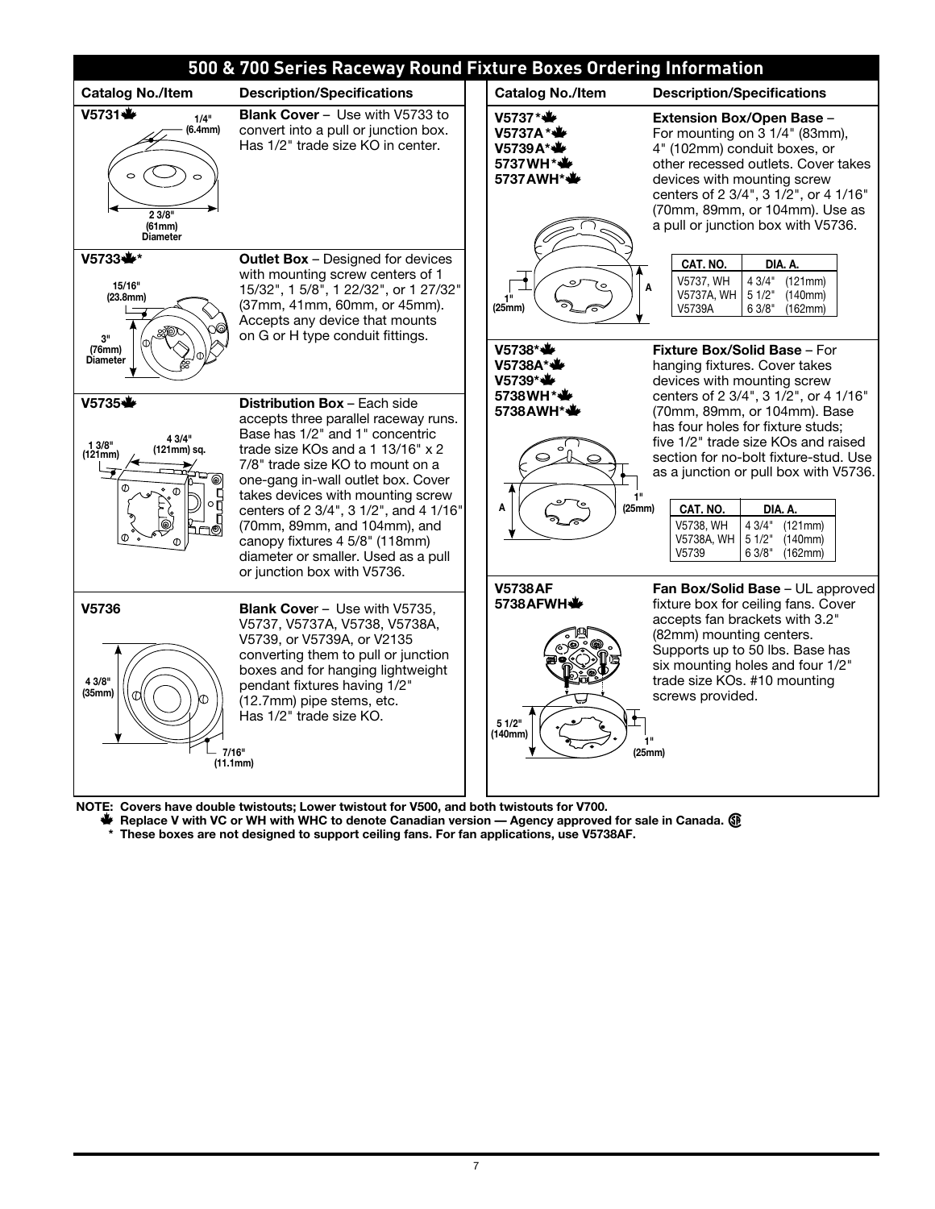## 500 & 700 Series Raceway Round Fixture Boxes Ordering Information

| Catalog No./Item | Description/Specifications |
|---|---|
| **V5731** 🍁 (1/4" (6.4mm); 2 3/8" (61mm) Diameter) | **Blank Cover** – Use with V5733 to convert into a pull or junction box. Has 1/2" trade size KO in center. |
| **V5733** 🍁 * (15/16" (23.8mm); 3" (76mm) Diameter) | **Outlet Box** – Designed for devices with mounting screw centers of 1 15/32", 1 5/8", 1 22/32", or 1 27/32" (37mm, 41mm, 60mm, or 45mm). Accepts any device that mounts on G or H type conduit fittings. |
| **V5735** 🍁 (1 3/8" (121mm); 4 3/4" (121mm) sq.) | **Distribution Box** – Each side accepts three parallel raceway runs. Base has 1/2" and 1" concentric trade size KOs and a 1 13/16" x 2 7/8" trade size KO to mount on a one-gang in-wall outlet box. Cover takes devices with mounting screw centers of 2 3/4", 3 1/2", and 4 1/16" (70mm, 89mm, and 104mm), and canopy fixtures 4 5/8" (118mm) diameter or smaller. Used as a pull or junction box with V5736. |
| **V5736** (4 3/8" (35mm); 7/16" (11.1mm)) | **Blank Cove**r – Use with V5735, V5737, V5737A, V5738, V5738A, V5739, or V5739A, or V2135 converting them to pull or junction boxes and for hanging lightweight pendant fixtures having 1/2" (12.7mm) pipe stems, etc. Has 1/2" trade size KO. |
| **V5737*** 🍁 **V5737A*** 🍁 **V5739A*** 🍁 **5737WH*** 🍁 **5737AWH*** 🍁 (1" (25mm)) | **Extension Box/Open Base** – For mounting on 3 1/4" (83mm), 4" (102mm) conduit boxes, or other recessed outlets. Cover takes devices with mounting screw centers of 2 3/4", 3 1/2", or 4 1/16" (70mm, 89mm, or 104mm). Use as a pull or junction box with V5736. |
| **V5738*** 🍁 **V5738A*** 🍁 **V5739*** 🍁 **5738WH*** 🍁 **5738AWH*** 🍁 (1" (25mm)) | **Fixture Box/Solid Base** – For hanging fixtures. Cover takes devices with mounting screw centers of 2 3/4", 3 1/2", or 4 1/16" (70mm, 89mm, or 104mm). Base has four holes for fixture studs; five 1/2" trade size KOs and raised section for no-bolt fixture-stud. Use as a junction or pull box with V5736. |
| **V5738AF** **5738AFWH** 🍁 (5 1/2" (140mm); 1" (25mm)) | **Fan Box/Solid Base** – UL approved fixture box for ceiling fans. Cover accepts fan brackets with 3.2" (82mm) mounting centers. Supports up to 50 lbs. Base has six mounting holes and four 1/2" trade size KOs. #10 mounting screws provided. |

| CAT. NO. | DIA. A. |
|---|---|
| V5737, WH | 4 3/4" (121mm) |
| V5737A, WH | 5 1/2" (140mm) |
| V5739A | 6 3/8" (162mm) |

| CAT. NO. | DIA. A. |
|---|---|
| V5738, WH | 4 3/4" (121mm) |
| V5738A, WH | 5 1/2" (140mm) |
| V5739 | 6 3/8" (162mm) |

**NOTE: Covers have double twistouts; Lower twistout for V500, and both twistouts for V700.**

🍁 **Replace V with VC or WH with WHC to denote Canadian version — Agency approved for sale in Canada.**

\* **These boxes are not designed to support ceiling fans. For fan applications, use V5738AF.**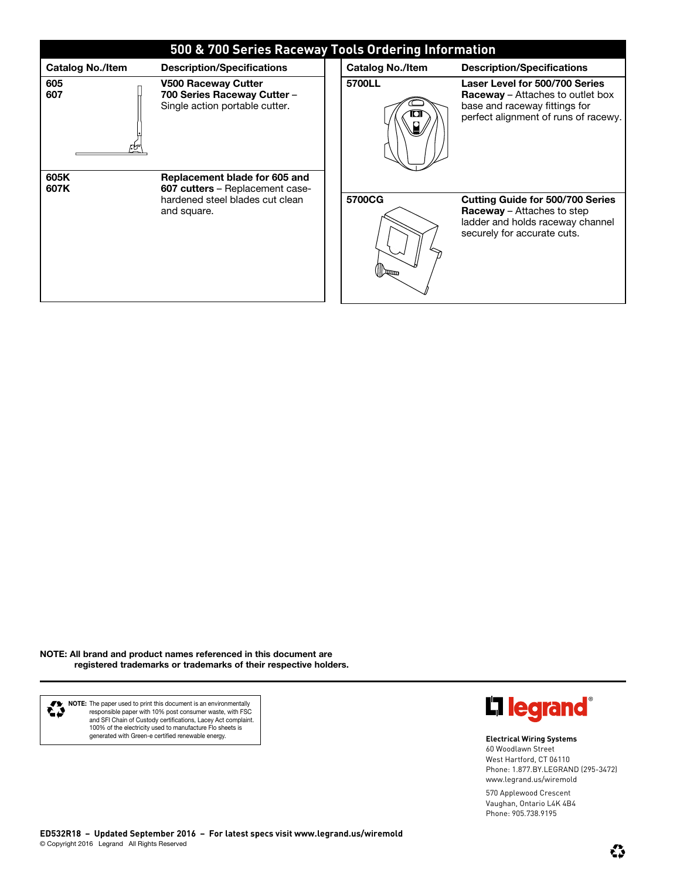## 500 & 700 Series Raceway Tools Ordering Information

| Catalog No./Item | Description/Specifications |
|---|---|
| 605<br>607 | **V500 Raceway Cutter**<br>**700 Series Raceway Cutter** – Single action portable cutter. |
| 605K<br>607K | **Replacement blade for 605 and 607 cutters** – Replacement case-hardened steel blades cut clean and square. |
| 5700LL | **Laser Level for 500/700 Series Raceway** – Attaches to outlet box base and raceway fittings for perfect alignment of runs of racewy. |
| 5700CG | **Cutting Guide for 500/700 Series Raceway** – Attaches to step ladder and holds raceway channel securely for accurate cuts. |

**NOTE: All brand and product names referenced in this document are registered trademarks or trademarks of their respective holders.**

**NOTE:** The paper used to print this document is an environmentally responsible paper with 10% post consumer waste, with FSC and SFI Chain of Custody certifications, Lacey Act complaint. 100% of the electricity used to manufacture Flo sheets is generated with Green-e certified renewable energy.

legrand®

**Electrical Wiring Systems**
60 Woodlawn Street
West Hartford, CT 06110
Phone: 1.877.BY.LEGRAND (295-3472)
www.legrand.us/wiremold

570 Applewood Crescent
Vaughan, Ontario L4K 4B4
Phone: 905.738.9195

**ED532R18 – Updated September 2016 – For latest specs visit www.legrand.us/wiremold**
© Copyright 2016 Legrand All Rights Reserved